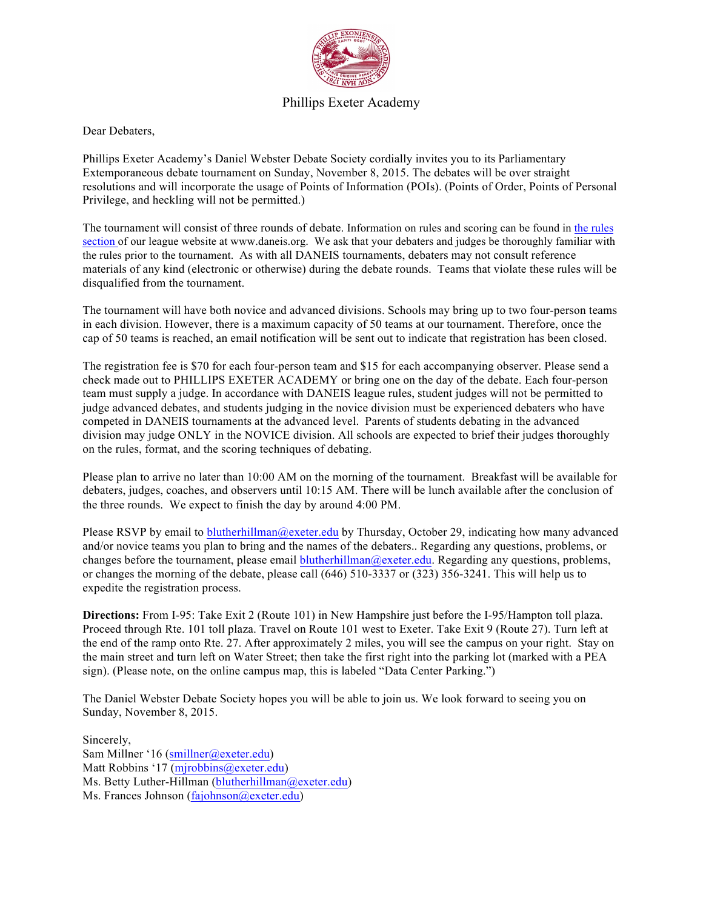# Phillips Exeter Academy

Dear Debaters,

Phillips Exeter Academy's Daniel Webster Debate Society cordially invites you to its Parliamentary Extemporaneous debate tournament on Sunday, November 8, 2015. The debates will be over straight resolutions and will incorporate the usage of Points of Information (POIs). (Points of Order, Points of Personal Privilege, and heckling will not be permitted.)

The tournament will consist of three rounds of debate. Information on rules and scoring can be found in the rules section of our league website at www.daneis.org. We ask that your debaters and judges be thoroughly familiar with the rules prior to the tournament. As with all DANEIS tournaments, debaters may not consult reference materials of any kind (electronic or otherwise) during the debate rounds. Teams that violate these rules will be disqualified from the tournament.

The tournament will have both novice and advanced divisions. Schools may bring up to two four-person teams in each division. However, there is a maximum capacity of 50 teams at our tournament. Therefore, once the cap of 50 teams is reached, an email notification will be sent out to indicate that registration has been closed.

The registration fee is $70 for each four-person team and $15 for each accompanying observer. Please send a check made out to PHILLIPS EXETER ACADEMY or bring one on the day of the debate. Each four-person team must supply a judge. In accordance with DANEIS league rules, student judges will not be permitted to judge advanced debates, and students judging in the novice division must be experienced debaters who have competed in DANEIS tournaments at the advanced level. Parents of students debating in the advanced division may judge ONLY in the NOVICE division. All schools are expected to brief their judges thoroughly on the rules, format, and the scoring techniques of debating.

Please plan to arrive no later than 10:00 AM on the morning of the tournament. Breakfast will be available for debaters, judges, coaches, and observers until 10:15 AM. There will be lunch available after the conclusion of the three rounds. We expect to finish the day by around 4:00 PM.

Please RSVP by email to blutherhillman@exeter.edu by Thursday, October 29, indicating how many advanced and/or novice teams you plan to bring and the names of the debaters.. Regarding any questions, problems, or changes before the tournament, please email blutherhillman@exeter.edu. Regarding any questions, problems, or changes the morning of the debate, please call (646) 510-3337 or (323) 356-3241. This will help us to expedite the registration process.

**Directions:** From I-95: Take Exit 2 (Route 101) in New Hampshire just before the I-95/Hampton toll plaza. Proceed through Rte. 101 toll plaza. Travel on Route 101 west to Exeter. Take Exit 9 (Route 27). Turn left at the end of the ramp onto Rte. 27. After approximately 2 miles, you will see the campus on your right. Stay on the main street and turn left on Water Street; then take the first right into the parking lot (marked with a PEA sign). (Please note, on the online campus map, this is labeled "Data Center Parking.")

The Daniel Webster Debate Society hopes you will be able to join us. We look forward to seeing you on Sunday, November 8, 2015.

Sincerely,
Sam Millner '16 (smillner@exeter.edu)
Matt Robbins '17 (mjrobbins@exeter.edu)
Ms. Betty Luther-Hillman (blutherhillman@exeter.edu)
Ms. Frances Johnson (fajohnson@exeter.edu)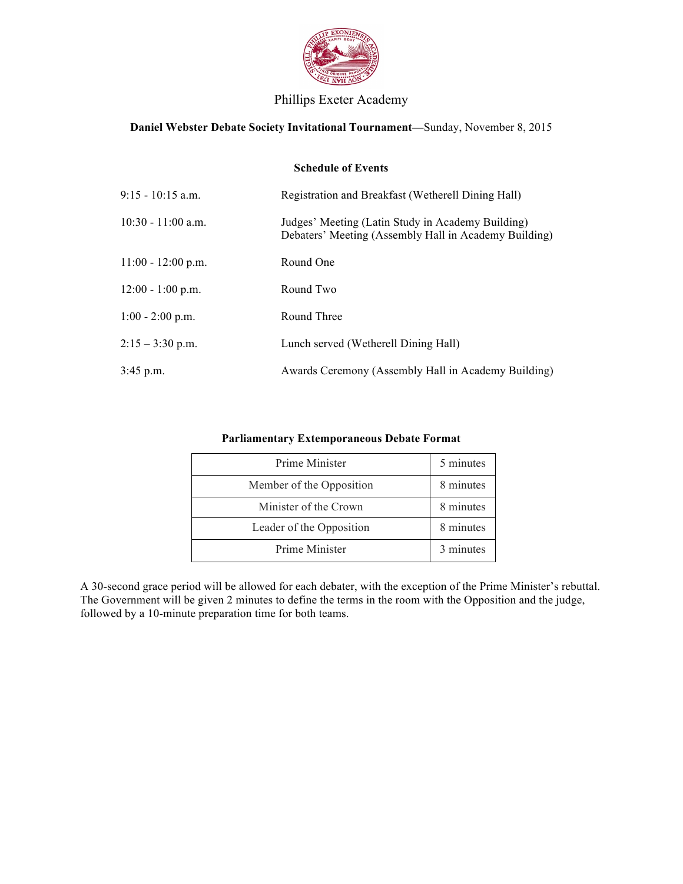Phillips Exeter Academy

**Daniel Webster Debate Society Invitational Tournament—**Sunday, November 8, 2015

**Schedule of Events**

| | |
|---|---|
| 9:15 - 10:15 a.m. | Registration and Breakfast (Wetherell Dining Hall) |
| 10:30 - 11:00 a.m. | Judges' Meeting (Latin Study in Academy Building)<br>Debaters' Meeting (Assembly Hall in Academy Building) |
| 11:00 - 12:00 p.m. | Round One |
| 12:00 - 1:00 p.m. | Round Two |
| 1:00 - 2:00 p.m. | Round Three |
| 2:15 – 3:30 p.m. | Lunch served (Wetherell Dining Hall) |
| 3:45 p.m. | Awards Ceremony (Assembly Hall in Academy Building) |

**Parliamentary Extemporaneous Debate Format**

| | |
|---|---|
| Prime Minister | 5 minutes |
| Member of the Opposition | 8 minutes |
| Minister of the Crown | 8 minutes |
| Leader of the Opposition | 8 minutes |
| Prime Minister | 3 minutes |

A 30-second grace period will be allowed for each debater, with the exception of the Prime Minister's rebuttal. The Government will be given 2 minutes to define the terms in the room with the Opposition and the judge, followed by a 10-minute preparation time for both teams.